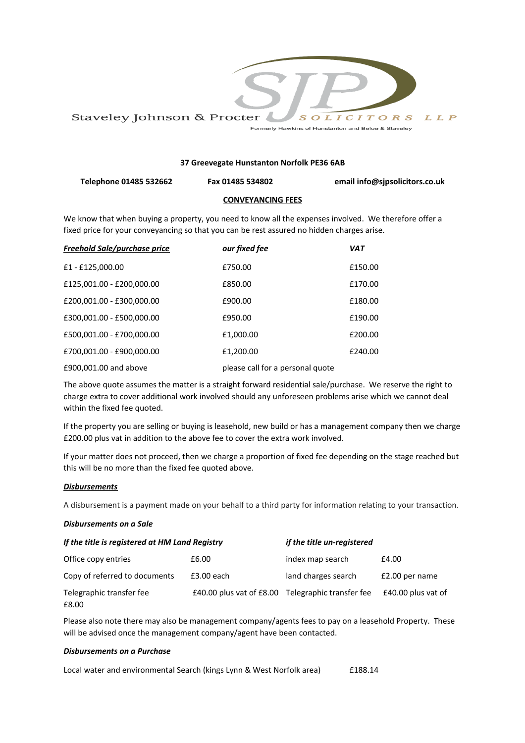Staveley Johnson & Procter SJP SOLICITORS LLP

Formerly Hawkins of Hunstanton and Beloe & Staveley

**37 Greevegate Hunstanton Norfolk PE36 6AB**

**Telephone 01485 532662** **Fax 01485 534802** **email info@sjpsolicitors.co.uk**

## CONVEYANCING FEES

We know that when buying a property, you need to know all the expenses involved. We therefore offer a fixed price for your conveyancing so that you can be rest assured no hidden charges arise.

| ***Freehold Sale/purchase price*** | ***our fixed fee*** | ***VAT*** |
|---|---|---|
| £1 - £125,000.00 | £750.00 | £150.00 |
| £125,001.00 - £200,000.00 | £850.00 | £170.00 |
| £200,001.00 - £300,000.00 | £900.00 | £180.00 |
| £300,001.00 - £500,000.00 | £950.00 | £190.00 |
| £500,001.00 - £700,000.00 | £1,000.00 | £200.00 |
| £700,001.00 - £900,000.00 | £1,200.00 | £240.00 |
| £900,001.00 and above | please call for a personal quote | |

The above quote assumes the matter is a straight forward residential sale/purchase. We reserve the right to charge extra to cover additional work involved should any unforeseen problems arise which we cannot deal within the fixed fee quoted.

If the property you are selling or buying is leasehold, new build or has a management company then we charge £200.00 plus vat in addition to the above fee to cover the extra work involved.

If your matter does not proceed, then we charge a proportion of fixed fee depending on the stage reached but this will be no more than the fixed fee quoted above.

***Disbursements***

A disbursement is a payment made on your behalf to a third party for information relating to your transaction.

***Disbursements on a Sale***

| ***If the title is registered at HM Land Registry*** | | ***if the title un-registered*** | |
|---|---|---|---|
| Office copy entries | £6.00 | index map search | £4.00 |
| Copy of referred to documents | £3.00 each | land charges search | £2.00 per name |
| Telegraphic transfer fee | £40.00 plus vat of £8.00 | Telegraphic transfer fee | £40.00 plus vat of £8.00 |

Please also note there may also be management company/agents fees to pay on a leasehold Property. These will be advised once the management company/agent have been contacted.

***Disbursements on a Purchase***

Local water and environmental Search (kings Lynn & West Norfolk area) £188.14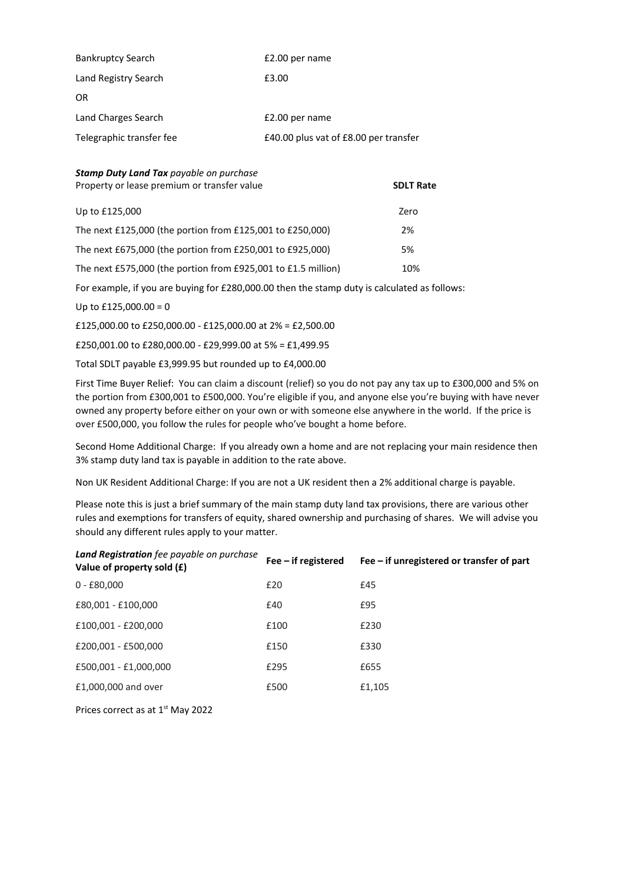| | |
|---|---|
| Bankruptcy Search | £2.00 per name |
| Land Registry Search | £3.00 |
| OR | |
| Land Charges Search | £2.00 per name |
| Telegraphic transfer fee | £40.00 plus vat of £8.00 per transfer |

***Stamp Duty Land Tax*** *payable on purchase*

| Property or lease premium or transfer value | **SDLT Rate** |
|---|---|
| Up to £125,000 | Zero |
| The next £125,000 (the portion from £125,001 to £250,000) | 2% |
| The next £675,000 (the portion from £250,001 to £925,000) | 5% |
| The next £575,000 (the portion from £925,001 to £1.5 million) | 10% |

For example, if you are buying for £280,000.00 then the stamp duty is calculated as follows:

Up to £125,000.00 = 0

£125,000.00 to £250,000.00 - £125,000.00 at 2% = £2,500.00

£250,001.00 to £280,000.00 - £29,999.00 at 5% = £1,499.95

Total SDLT payable £3,999.95 but rounded up to £4,000.00

First Time Buyer Relief: You can claim a discount (relief) so you do not pay any tax up to £300,000 and 5% on the portion from £300,001 to £500,000. You're eligible if you, and anyone else you're buying with have never owned any property before either on your own or with someone else anywhere in the world. If the price is over £500,000, you follow the rules for people who've bought a home before.

Second Home Additional Charge: If you already own a home and are not replacing your main residence then 3% stamp duty land tax is payable in addition to the rate above.

Non UK Resident Additional Charge: If you are not a UK resident then a 2% additional charge is payable.

Please note this is just a brief summary of the main stamp duty land tax provisions, there are various other rules and exemptions for transfers of equity, shared ownership and purchasing of shares. We will advise you should any different rules apply to your matter.

| ***Land Registration*** *fee payable on purchase* **Value of property sold (£)** | **Fee – if registered** | **Fee – if unregistered or transfer of part** |
|---|---|---|
| 0 - £80,000 | £20 | £45 |
| £80,001 - £100,000 | £40 | £95 |
| £100,001 - £200,000 | £100 | £230 |
| £200,001 - £500,000 | £150 | £330 |
| £500,001 - £1,000,000 | £295 | £655 |
| £1,000,000 and over | £500 | £1,105 |

Prices correct as at 1st May 2022